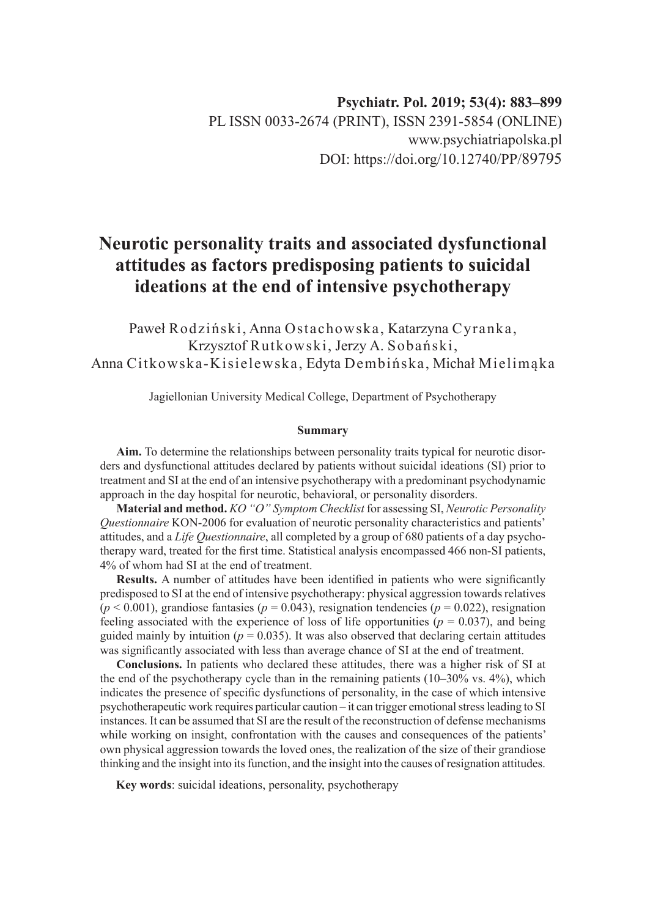# Neurotic personality traits and associated dysfunctional attitudes as factors predisposing patients to suicidal ideations at the end of intensive psychotherapy

Paweł Rodziński, Anna Ostachowska, Katarzyna Cyranka, Krzysztof Rutkowski, Jerzy A. Sobański, Anna Citkowska-Kisielewska, Edyta Dembińska, Michał Mielimąka

Jagiellonian University Medical College, Department of Psychotherapy

### Summary

**Aim.** To determine the relationships between personality traits typical for neurotic disorders and dysfunctional attitudes declared by patients without suicidal ideations (SI) prior to treatment and SI at the end of an intensive psychotherapy with a predominant psychodynamic approach in the day hospital for neurotic, behavioral, or personality disorders.

**Material and method.** *KO "O" Symptom Checklist* for assessing SI, *Neurotic Personality Questionnaire* KON-2006 for evaluation of neurotic personality characteristics and patients' attitudes, and a *Life Questionnaire*, all completed by a group of 680 patients of a day psychotherapy ward, treated for the first time. Statistical analysis encompassed 466 non-SI patients, 4% of whom had SI at the end of treatment.

**Results.** A number of attitudes have been identified in patients who were significantly predisposed to SI at the end of intensive psychotherapy: physical aggression towards relatives ($p < 0.001$), grandiose fantasies ($p = 0.043$), resignation tendencies ($p = 0.022$), resignation feeling associated with the experience of loss of life opportunities ($p = 0.037$), and being guided mainly by intuition ($p = 0.035$). It was also observed that declaring certain attitudes was significantly associated with less than average chance of SI at the end of treatment.

**Conclusions.** In patients who declared these attitudes, there was a higher risk of SI at the end of the psychotherapy cycle than in the remaining patients (10–30% vs. 4%), which indicates the presence of specific dysfunctions of personality, in the case of which intensive psychotherapeutic work requires particular caution – it can trigger emotional stress leading to SI instances. It can be assumed that SI are the result of the reconstruction of defense mechanisms while working on insight, confrontation with the causes and consequences of the patients' own physical aggression towards the loved ones, the realization of the size of their grandiose thinking and the insight into its function, and the insight into the causes of resignation attitudes.

**Key words**: suicidal ideations, personality, psychotherapy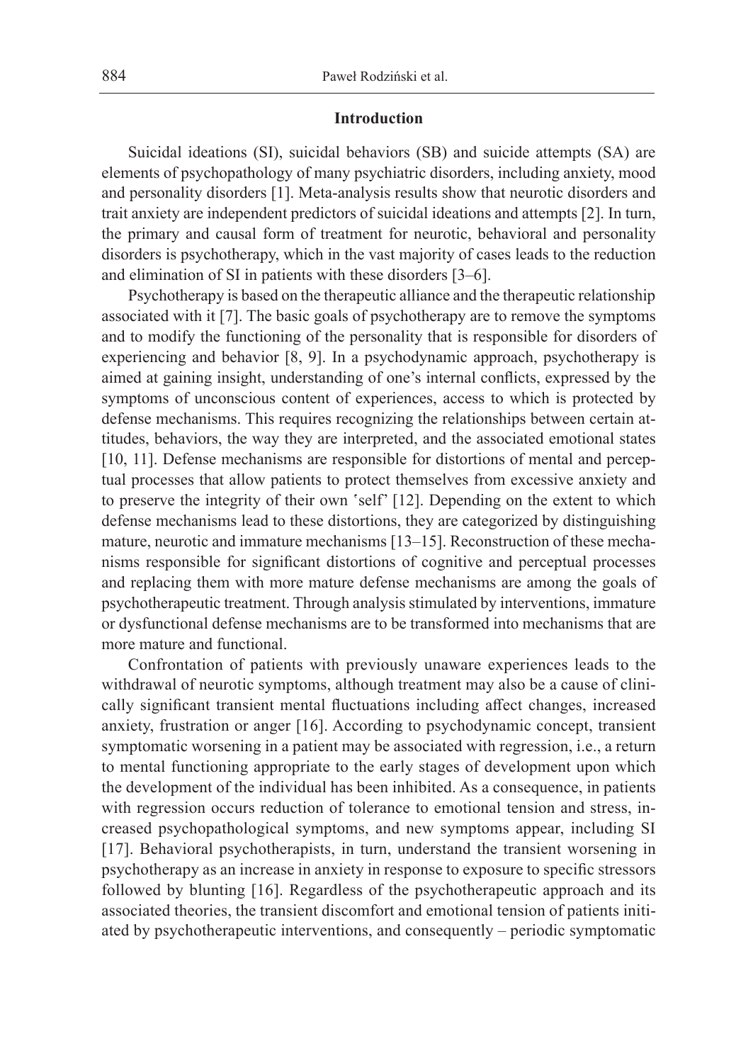## Introduction

Suicidal ideations (SI), suicidal behaviors (SB) and suicide attempts (SA) are elements of psychopathology of many psychiatric disorders, including anxiety, mood and personality disorders [1]. Meta-analysis results show that neurotic disorders and trait anxiety are independent predictors of suicidal ideations and attempts [2]. In turn, the primary and causal form of treatment for neurotic, behavioral and personality disorders is psychotherapy, which in the vast majority of cases leads to the reduction and elimination of SI in patients with these disorders [3–6].

Psychotherapy is based on the therapeutic alliance and the therapeutic relationship associated with it [7]. The basic goals of psychotherapy are to remove the symptoms and to modify the functioning of the personality that is responsible for disorders of experiencing and behavior [8, 9]. In a psychodynamic approach, psychotherapy is aimed at gaining insight, understanding of one's internal conflicts, expressed by the symptoms of unconscious content of experiences, access to which is protected by defense mechanisms. This requires recognizing the relationships between certain attitudes, behaviors, the way they are interpreted, and the associated emotional states [10, 11]. Defense mechanisms are responsible for distortions of mental and perceptual processes that allow patients to protect themselves from excessive anxiety and to preserve the integrity of their own 'self' [12]. Depending on the extent to which defense mechanisms lead to these distortions, they are categorized by distinguishing mature, neurotic and immature mechanisms [13–15]. Reconstruction of these mechanisms responsible for significant distortions of cognitive and perceptual processes and replacing them with more mature defense mechanisms are among the goals of psychotherapeutic treatment. Through analysis stimulated by interventions, immature or dysfunctional defense mechanisms are to be transformed into mechanisms that are more mature and functional.

Confrontation of patients with previously unaware experiences leads to the withdrawal of neurotic symptoms, although treatment may also be a cause of clinically significant transient mental fluctuations including affect changes, increased anxiety, frustration or anger [16]. According to psychodynamic concept, transient symptomatic worsening in a patient may be associated with regression, i.e., a return to mental functioning appropriate to the early stages of development upon which the development of the individual has been inhibited. As a consequence, in patients with regression occurs reduction of tolerance to emotional tension and stress, increased psychopathological symptoms, and new symptoms appear, including SI [17]. Behavioral psychotherapists, in turn, understand the transient worsening in psychotherapy as an increase in anxiety in response to exposure to specific stressors followed by blunting [16]. Regardless of the psychotherapeutic approach and its associated theories, the transient discomfort and emotional tension of patients initiated by psychotherapeutic interventions, and consequently – periodic symptomatic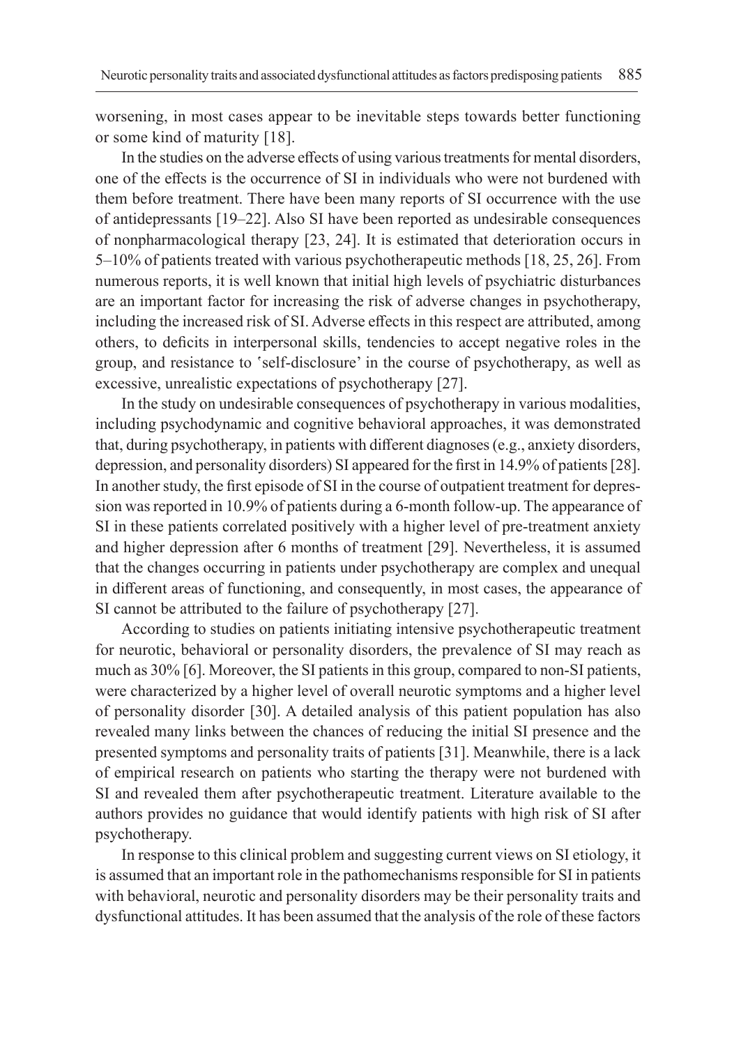worsening, in most cases appear to be inevitable steps towards better functioning or some kind of maturity [18].

In the studies on the adverse effects of using various treatments for mental disorders, one of the effects is the occurrence of SI in individuals who were not burdened with them before treatment. There have been many reports of SI occurrence with the use of antidepressants [19–22]. Also SI have been reported as undesirable consequences of nonpharmacological therapy [23, 24]. It is estimated that deterioration occurs in 5–10% of patients treated with various psychotherapeutic methods [18, 25, 26]. From numerous reports, it is well known that initial high levels of psychiatric disturbances are an important factor for increasing the risk of adverse changes in psychotherapy, including the increased risk of SI. Adverse effects in this respect are attributed, among others, to deficits in interpersonal skills, tendencies to accept negative roles in the group, and resistance to 'self-disclosure' in the course of psychotherapy, as well as excessive, unrealistic expectations of psychotherapy [27].

In the study on undesirable consequences of psychotherapy in various modalities, including psychodynamic and cognitive behavioral approaches, it was demonstrated that, during psychotherapy, in patients with different diagnoses (e.g., anxiety disorders, depression, and personality disorders) SI appeared for the first in 14.9% of patients [28]. In another study, the first episode of SI in the course of outpatient treatment for depression was reported in 10.9% of patients during a 6-month follow-up. The appearance of SI in these patients correlated positively with a higher level of pre-treatment anxiety and higher depression after 6 months of treatment [29]. Nevertheless, it is assumed that the changes occurring in patients under psychotherapy are complex and unequal in different areas of functioning, and consequently, in most cases, the appearance of SI cannot be attributed to the failure of psychotherapy [27].

According to studies on patients initiating intensive psychotherapeutic treatment for neurotic, behavioral or personality disorders, the prevalence of SI may reach as much as 30% [6]. Moreover, the SI patients in this group, compared to non-SI patients, were characterized by a higher level of overall neurotic symptoms and a higher level of personality disorder [30]. A detailed analysis of this patient population has also revealed many links between the chances of reducing the initial SI presence and the presented symptoms and personality traits of patients [31]. Meanwhile, there is a lack of empirical research on patients who starting the therapy were not burdened with SI and revealed them after psychotherapeutic treatment. Literature available to the authors provides no guidance that would identify patients with high risk of SI after psychotherapy.

In response to this clinical problem and suggesting current views on SI etiology, it is assumed that an important role in the pathomechanisms responsible for SI in patients with behavioral, neurotic and personality disorders may be their personality traits and dysfunctional attitudes. It has been assumed that the analysis of the role of these factors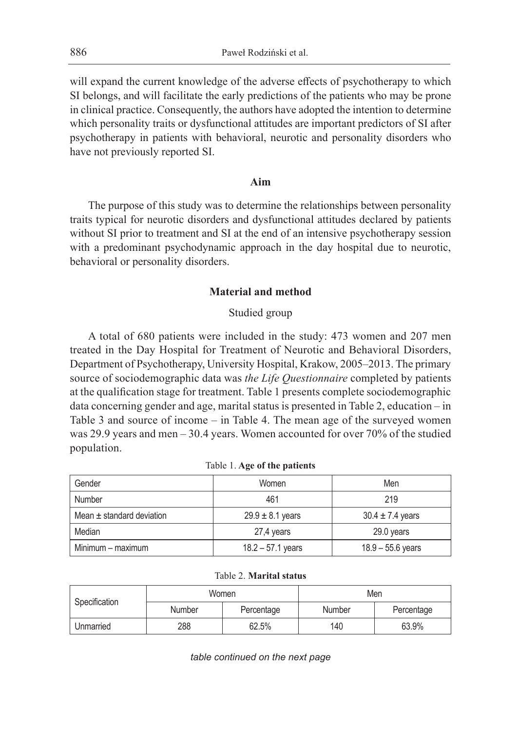will expand the current knowledge of the adverse effects of psychotherapy to which SI belongs, and will facilitate the early predictions of the patients who may be prone in clinical practice. Consequently, the authors have adopted the intention to determine which personality traits or dysfunctional attitudes are important predictors of SI after psychotherapy in patients with behavioral, neurotic and personality disorders who have not previously reported SI.

## Aim

The purpose of this study was to determine the relationships between personality traits typical for neurotic disorders and dysfunctional attitudes declared by patients without SI prior to treatment and SI at the end of an intensive psychotherapy session with a predominant psychodynamic approach in the day hospital due to neurotic, behavioral or personality disorders.

## Material and method

### Studied group

A total of 680 patients were included in the study: 473 women and 207 men treated in the Day Hospital for Treatment of Neurotic and Behavioral Disorders, Department of Psychotherapy, University Hospital, Krakow, 2005–2013. The primary source of sociodemographic data was *the Life Questionnaire* completed by patients at the qualification stage for treatment. Table 1 presents complete sociodemographic data concerning gender and age, marital status is presented in Table 2, education – in Table 3 and source of income – in Table 4. The mean age of the surveyed women was 29.9 years and men – 30.4 years. Women accounted for over 70% of the studied population.

Table 1. **Age of the patients**

| Gender | Women | Men |
|---|---|---|
| Number | 461 | 219 |
| Mean ± standard deviation | 29.9 ± 8.1 years | 30.4 ± 7.4 years |
| Median | 27,4 years | 29.0 years |
| Minimum – maximum | 18.2 – 57.1 years | 18.9 – 55.6 years |

Table 2. **Marital status**

| Specification | Women | | Men | |
|---|---|---|---|---|
| | Number | Percentage | Number | Percentage |
| Unmarried | 288 | 62.5% | 140 | 63.9% |

*table continued on the next page*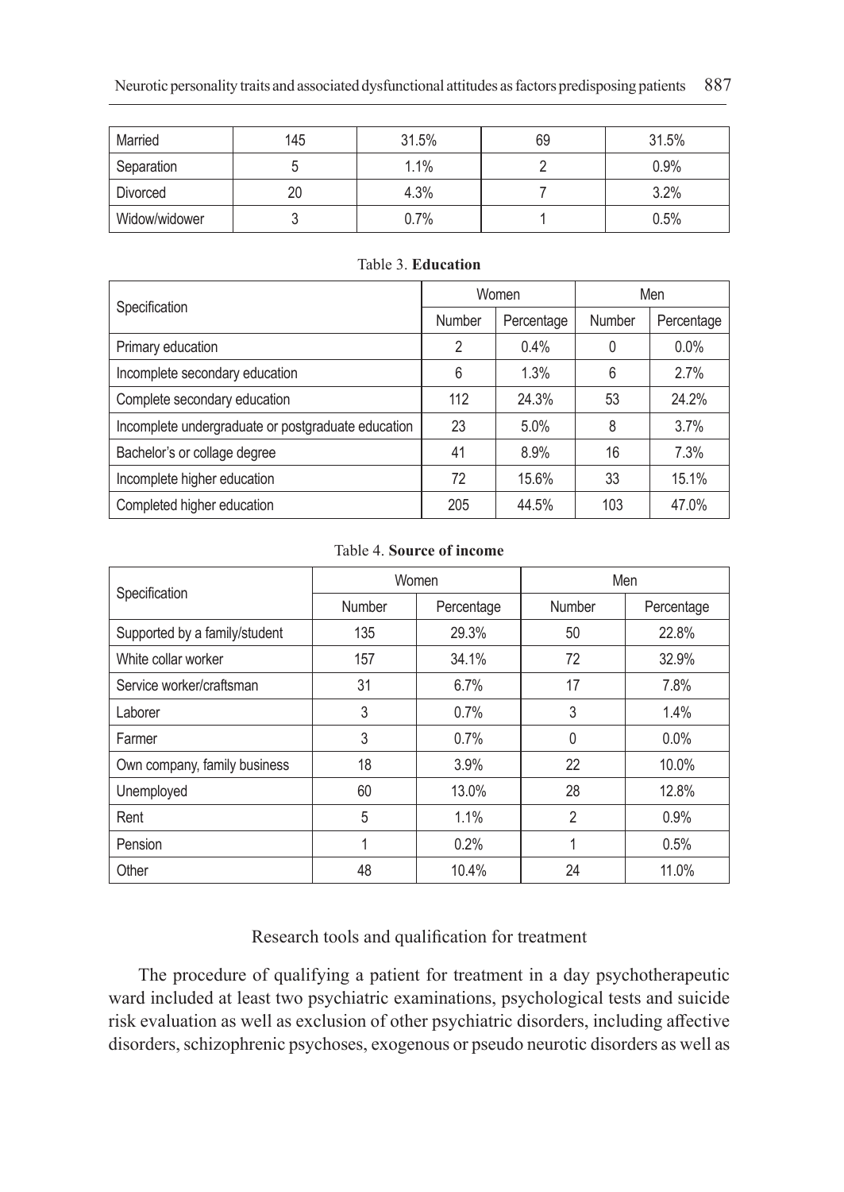| Married | 145 | 31.5% | 69 | 31.5% |
|---|---|---|---|---|
| Separation | 5 | 1.1% | 2 | 0.9% |
| Divorced | 20 | 4.3% | 7 | 3.2% |
| Widow/widower | 3 | 0.7% | 1 | 0.5% |

Table 3. **Education**

| Specification | Women | | Men | |
|---|---|---|---|---|
| | Number | Percentage | Number | Percentage |
| Primary education | 2 | 0.4% | 0 | 0.0% |
| Incomplete secondary education | 6 | 1.3% | 6 | 2.7% |
| Complete secondary education | 112 | 24.3% | 53 | 24.2% |
| Incomplete undergraduate or postgraduate education | 23 | 5.0% | 8 | 3.7% |
| Bachelor's or collage degree | 41 | 8.9% | 16 | 7.3% |
| Incomplete higher education | 72 | 15.6% | 33 | 15.1% |
| Completed higher education | 205 | 44.5% | 103 | 47.0% |

Table 4. **Source of income**

| Specification | Women | | Men | |
|---|---|---|---|---|
| | Number | Percentage | Number | Percentage |
| Supported by a family/student | 135 | 29.3% | 50 | 22.8% |
| White collar worker | 157 | 34.1% | 72 | 32.9% |
| Service worker/craftsman | 31 | 6.7% | 17 | 7.8% |
| Laborer | 3 | 0.7% | 3 | 1.4% |
| Farmer | 3 | 0.7% | 0 | 0.0% |
| Own company, family business | 18 | 3.9% | 22 | 10.0% |
| Unemployed | 60 | 13.0% | 28 | 12.8% |
| Rent | 5 | 1.1% | 2 | 0.9% |
| Pension | 1 | 0.2% | 1 | 0.5% |
| Other | 48 | 10.4% | 24 | 11.0% |

## Research tools and qualification for treatment

The procedure of qualifying a patient for treatment in a day psychotherapeutic ward included at least two psychiatric examinations, psychological tests and suicide risk evaluation as well as exclusion of other psychiatric disorders, including affective disorders, schizophrenic psychoses, exogenous or pseudo neurotic disorders as well as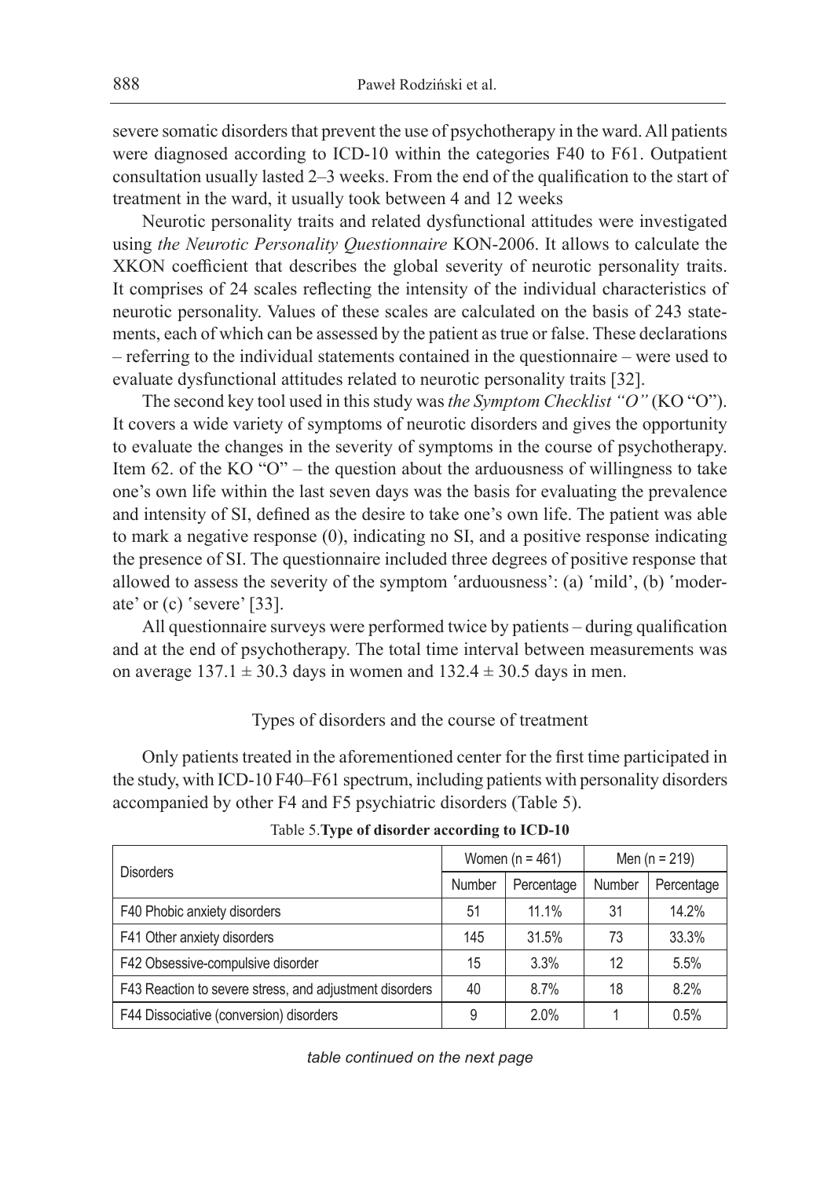severe somatic disorders that prevent the use of psychotherapy in the ward. All patients were diagnosed according to ICD-10 within the categories F40 to F61. Outpatient consultation usually lasted 2–3 weeks. From the end of the qualification to the start of treatment in the ward, it usually took between 4 and 12 weeks

Neurotic personality traits and related dysfunctional attitudes were investigated using *the Neurotic Personality Questionnaire* KON-2006. It allows to calculate the XKON coefficient that describes the global severity of neurotic personality traits. It comprises of 24 scales reflecting the intensity of the individual characteristics of neurotic personality. Values of these scales are calculated on the basis of 243 statements, each of which can be assessed by the patient as true or false. These declarations – referring to the individual statements contained in the questionnaire – were used to evaluate dysfunctional attitudes related to neurotic personality traits [32].

The second key tool used in this study was *the Symptom Checklist "O"* (KO "O"). It covers a wide variety of symptoms of neurotic disorders and gives the opportunity to evaluate the changes in the severity of symptoms in the course of psychotherapy. Item 62. of the KO "O" – the question about the arduousness of willingness to take one's own life within the last seven days was the basis for evaluating the prevalence and intensity of SI, defined as the desire to take one's own life. The patient was able to mark a negative response (0), indicating no SI, and a positive response indicating the presence of SI. The questionnaire included three degrees of positive response that allowed to assess the severity of the symptom ʽarduousness': (a) ʽmild', (b) ʽmoderate' or (c) ʽsevere' [33].

All questionnaire surveys were performed twice by patients – during qualification and at the end of psychotherapy. The total time interval between measurements was on average $137.1 \pm 30.3$ days in women and $132.4 \pm 30.5$ days in men.

## Types of disorders and the course of treatment

Only patients treated in the aforementioned center for the first time participated in the study, with ICD-10 F40–F61 spectrum, including patients with personality disorders accompanied by other F4 and F5 psychiatric disorders (Table 5).

Table 5. **Type of disorder according to ICD-10**

| Disorders | Women (n = 461) | | Men (n = 219) | |
|---|---|---|---|---|
| | Number | Percentage | Number | Percentage |
| F40 Phobic anxiety disorders | 51 | 11.1% | 31 | 14.2% |
| F41 Other anxiety disorders | 145 | 31.5% | 73 | 33.3% |
| F42 Obsessive-compulsive disorder | 15 | 3.3% | 12 | 5.5% |
| F43 Reaction to severe stress, and adjustment disorders | 40 | 8.7% | 18 | 8.2% |
| F44 Dissociative (conversion) disorders | 9 | 2.0% | 1 | 0.5% |

*table continued on the next page*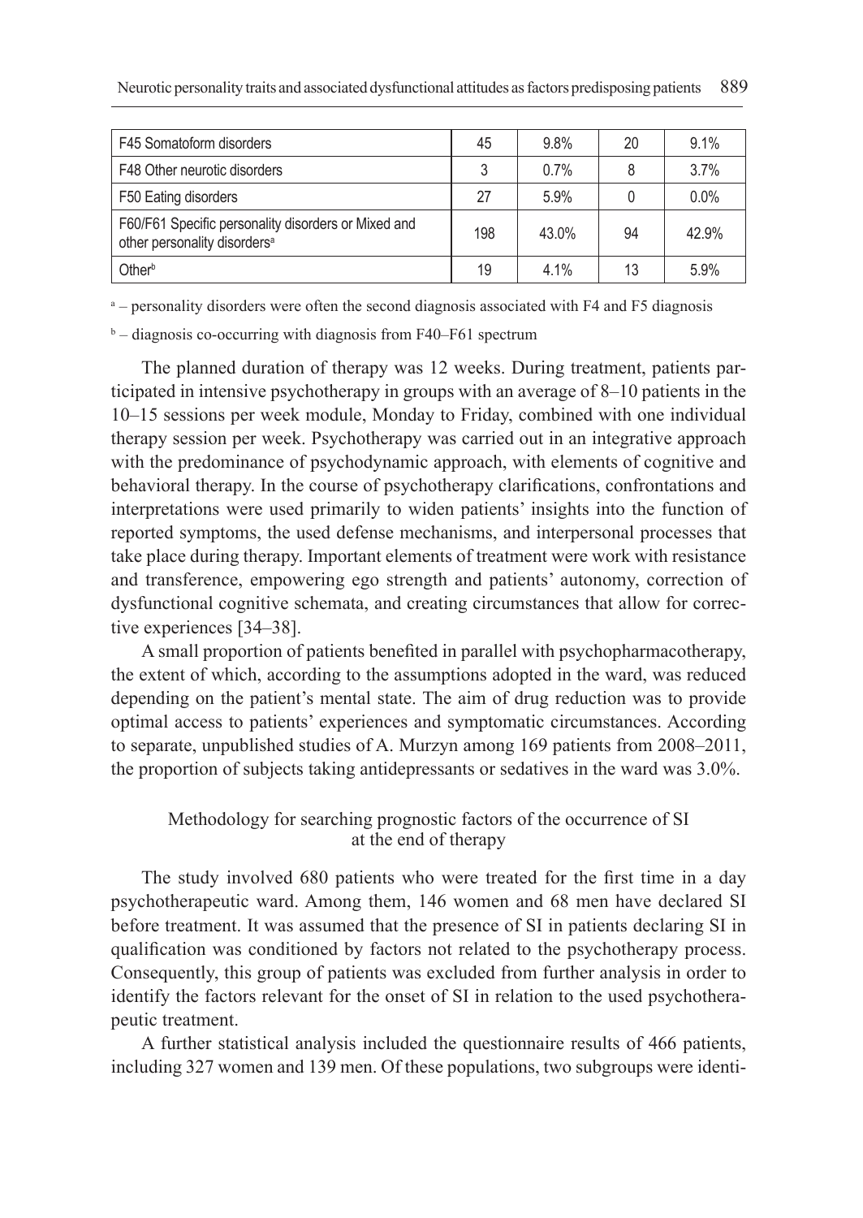| F45 Somatoform disorders | 45 | 9.8% | 20 | 9.1% |
|---|---|---|---|---|
| F48 Other neurotic disorders | 3 | 0.7% | 8 | 3.7% |
| F50 Eating disorders | 27 | 5.9% | 0 | 0.0% |
| F60/F61 Specific personality disorders or Mixed and other personality disorders[a] | 198 | 43.0% | 94 | 42.9% |
| Other[b] | 19 | 4.1% | 13 | 5.9% |

[a] – personality disorders were often the second diagnosis associated with F4 and F5 diagnosis

[b] – diagnosis co-occurring with diagnosis from F40–F61 spectrum

The planned duration of therapy was 12 weeks. During treatment, patients participated in intensive psychotherapy in groups with an average of 8–10 patients in the 10–15 sessions per week module, Monday to Friday, combined with one individual therapy session per week. Psychotherapy was carried out in an integrative approach with the predominance of psychodynamic approach, with elements of cognitive and behavioral therapy. In the course of psychotherapy clarifications, confrontations and interpretations were used primarily to widen patients' insights into the function of reported symptoms, the used defense mechanisms, and interpersonal processes that take place during therapy. Important elements of treatment were work with resistance and transference, empowering ego strength and patients' autonomy, correction of dysfunctional cognitive schemata, and creating circumstances that allow for corrective experiences [34–38].

A small proportion of patients benefited in parallel with psychopharmacotherapy, the extent of which, according to the assumptions adopted in the ward, was reduced depending on the patient's mental state. The aim of drug reduction was to provide optimal access to patients' experiences and symptomatic circumstances. According to separate, unpublished studies of A. Murzyn among 169 patients from 2008–2011, the proportion of subjects taking antidepressants or sedatives in the ward was 3.0%.

## Methodology for searching prognostic factors of the occurrence of SI at the end of therapy

The study involved 680 patients who were treated for the first time in a day psychotherapeutic ward. Among them, 146 women and 68 men have declared SI before treatment. It was assumed that the presence of SI in patients declaring SI in qualification was conditioned by factors not related to the psychotherapy process. Consequently, this group of patients was excluded from further analysis in order to identify the factors relevant for the onset of SI in relation to the used psychotherapeutic treatment.

A further statistical analysis included the questionnaire results of 466 patients, including 327 women and 139 men. Of these populations, two subgroups were identi-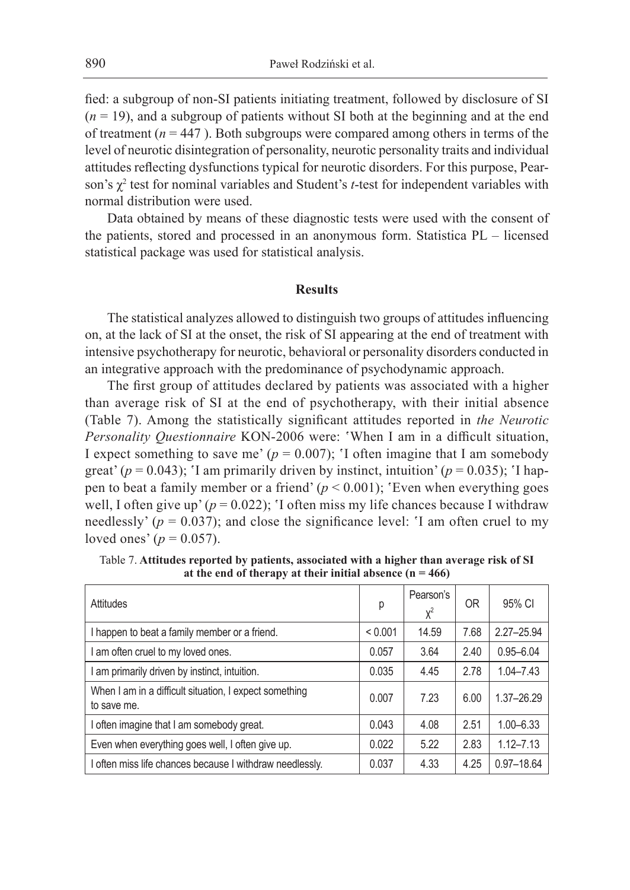fied: a subgroup of non-SI patients initiating treatment, followed by disclosure of SI ($n = 19$), and a subgroup of patients without SI both at the beginning and at the end of treatment ($n = 447$ ). Both subgroups were compared among others in terms of the level of neurotic disintegration of personality, neurotic personality traits and individual attitudes reflecting dysfunctions typical for neurotic disorders. For this purpose, Pearson's $\chi^2$ test for nominal variables and Student's *t*-test for independent variables with normal distribution were used.

Data obtained by means of these diagnostic tests were used with the consent of the patients, stored and processed in an anonymous form. Statistica PL – licensed statistical package was used for statistical analysis.

## Results

The statistical analyzes allowed to distinguish two groups of attitudes influencing on, at the lack of SI at the onset, the risk of SI appearing at the end of treatment with intensive psychotherapy for neurotic, behavioral or personality disorders conducted in an integrative approach with the predominance of psychodynamic approach.

The first group of attitudes declared by patients was associated with a higher than average risk of SI at the end of psychotherapy, with their initial absence (Table 7). Among the statistically significant attitudes reported in *the Neurotic Personality Questionnaire* KON-2006 were: 'When I am in a difficult situation, I expect something to save me' ($p = 0.007$); 'I often imagine that I am somebody great' ($p = 0.043$); 'I am primarily driven by instinct, intuition' ($p = 0.035$); 'I happen to beat a family member or a friend' ($p < 0.001$); 'Even when everything goes well, I often give up' ($p = 0.022$); 'I often miss my life chances because I withdraw needlessly' ($p = 0.037$); and close the significance level: 'I am often cruel to my loved ones' ($p = 0.057$).

Table 7. **Attitudes reported by patients, associated with a higher than average risk of SI at the end of therapy at their initial absence (n = 466)**

| Attitudes | p | Pearson's $\chi^2$ | OR | 95% CI |
|---|---|---|---|---|
| I happen to beat a family member or a friend. | < 0.001 | 14.59 | 7.68 | 2.27–25.94 |
| I am often cruel to my loved ones. | 0.057 | 3.64 | 2.40 | 0.95–6.04 |
| I am primarily driven by instinct, intuition. | 0.035 | 4.45 | 2.78 | 1.04–7.43 |
| When I am in a difficult situation, I expect something to save me. | 0.007 | 7.23 | 6.00 | 1.37–26.29 |
| I often imagine that I am somebody great. | 0.043 | 4.08 | 2.51 | 1.00–6.33 |
| Even when everything goes well, I often give up. | 0.022 | 5.22 | 2.83 | 1.12–7.13 |
| I often miss life chances because I withdraw needlessly. | 0.037 | 4.33 | 4.25 | 0.97–18.64 |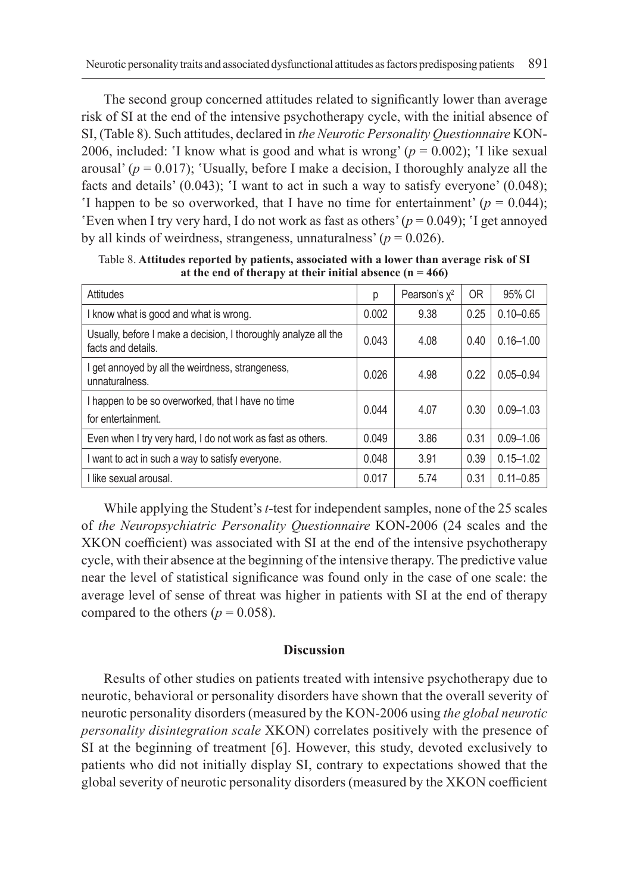The second group concerned attitudes related to significantly lower than average risk of SI at the end of the intensive psychotherapy cycle, with the initial absence of SI, (Table 8). Such attitudes, declared in *the Neurotic Personality Questionnaire* KON-2006, included: 'I know what is good and what is wrong' ($p = 0.002$); 'I like sexual arousal' ($p = 0.017$); 'Usually, before I make a decision, I thoroughly analyze all the facts and details' (0.043); 'I want to act in such a way to satisfy everyone' (0.048); 'I happen to be so overworked, that I have no time for entertainment' ($p = 0.044$); 'Even when I try very hard, I do not work as fast as others' ($p = 0.049$); 'I get annoyed by all kinds of weirdness, strangeness, unnaturalness' ($p = 0.026$).

Table 8. **Attitudes reported by patients, associated with a lower than average risk of SI at the end of therapy at their initial absence (n = 466)**

| Attitudes | p | Pearson's $\chi^2$ | OR | 95% CI |
|---|---|---|---|---|
| I know what is good and what is wrong. | 0.002 | 9.38 | 0.25 | 0.10–0.65 |
| Usually, before I make a decision, I thoroughly analyze all the facts and details. | 0.043 | 4.08 | 0.40 | 0.16–1.00 |
| I get annoyed by all the weirdness, strangeness, unnaturalness. | 0.026 | 4.98 | 0.22 | 0.05–0.94 |
| I happen to be so overworked, that I have no time for entertainment. | 0.044 | 4.07 | 0.30 | 0.09–1.03 |
| Even when I try very hard, I do not work as fast as others. | 0.049 | 3.86 | 0.31 | 0.09–1.06 |
| I want to act in such a way to satisfy everyone. | 0.048 | 3.91 | 0.39 | 0.15–1.02 |
| I like sexual arousal. | 0.017 | 5.74 | 0.31 | 0.11–0.85 |

While applying the Student's *t*-test for independent samples, none of the 25 scales of *the Neuropsychiatric Personality Questionnaire* KON-2006 (24 scales and the XKON coefficient) was associated with SI at the end of the intensive psychotherapy cycle, with their absence at the beginning of the intensive therapy. The predictive value near the level of statistical significance was found only in the case of one scale: the average level of sense of threat was higher in patients with SI at the end of therapy compared to the others ($p = 0.058$).

## Discussion

Results of other studies on patients treated with intensive psychotherapy due to neurotic, behavioral or personality disorders have shown that the overall severity of neurotic personality disorders (measured by the KON-2006 using *the global neurotic personality disintegration scale* XKON) correlates positively with the presence of SI at the beginning of treatment [6]. However, this study, devoted exclusively to patients who did not initially display SI, contrary to expectations showed that the global severity of neurotic personality disorders (measured by the XKON coefficient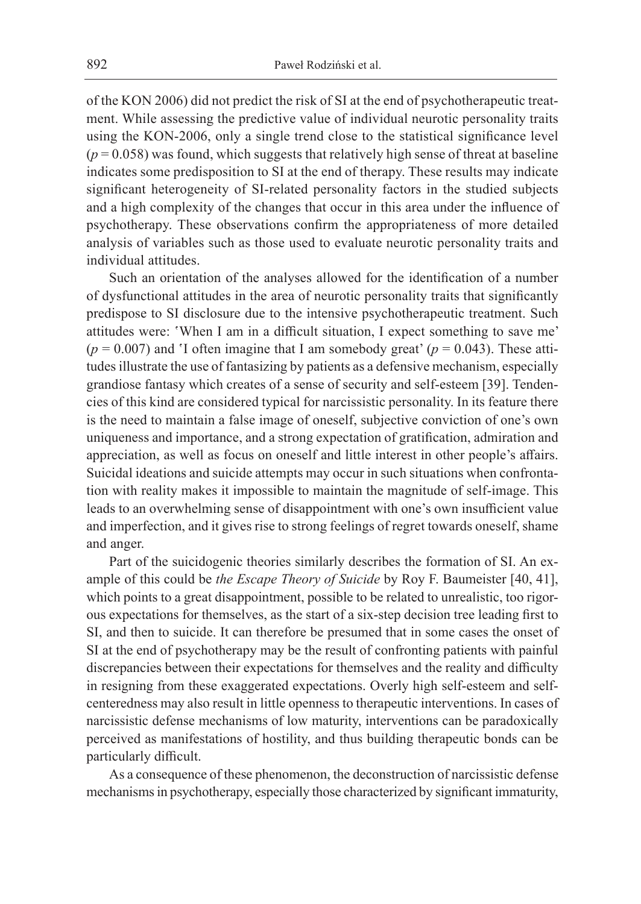of the KON 2006) did not predict the risk of SI at the end of psychotherapeutic treatment. While assessing the predictive value of individual neurotic personality traits using the KON-2006, only a single trend close to the statistical significance level ($p = 0.058$) was found, which suggests that relatively high sense of threat at baseline indicates some predisposition to SI at the end of therapy. These results may indicate significant heterogeneity of SI-related personality factors in the studied subjects and a high complexity of the changes that occur in this area under the influence of psychotherapy. These observations confirm the appropriateness of more detailed analysis of variables such as those used to evaluate neurotic personality traits and individual attitudes.

Such an orientation of the analyses allowed for the identification of a number of dysfunctional attitudes in the area of neurotic personality traits that significantly predispose to SI disclosure due to the intensive psychotherapeutic treatment. Such attitudes were: 'When I am in a difficult situation, I expect something to save me' ($p = 0.007$) and 'I often imagine that I am somebody great' ($p = 0.043$). These attitudes illustrate the use of fantasizing by patients as a defensive mechanism, especially grandiose fantasy which creates of a sense of security and self-esteem [39]. Tendencies of this kind are considered typical for narcissistic personality. In its feature there is the need to maintain a false image of oneself, subjective conviction of one's own uniqueness and importance, and a strong expectation of gratification, admiration and appreciation, as well as focus on oneself and little interest in other people's affairs. Suicidal ideations and suicide attempts may occur in such situations when confrontation with reality makes it impossible to maintain the magnitude of self-image. This leads to an overwhelming sense of disappointment with one's own insufficient value and imperfection, and it gives rise to strong feelings of regret towards oneself, shame and anger.

Part of the suicidogenic theories similarly describes the formation of SI. An example of this could be *the Escape Theory of Suicide* by Roy F. Baumeister [40, 41], which points to a great disappointment, possible to be related to unrealistic, too rigorous expectations for themselves, as the start of a six-step decision tree leading first to SI, and then to suicide. It can therefore be presumed that in some cases the onset of SI at the end of psychotherapy may be the result of confronting patients with painful discrepancies between their expectations for themselves and the reality and difficulty in resigning from these exaggerated expectations. Overly high self-esteem and self-centeredness may also result in little openness to therapeutic interventions. In cases of narcissistic defense mechanisms of low maturity, interventions can be paradoxically perceived as manifestations of hostility, and thus building therapeutic bonds can be particularly difficult.

As a consequence of these phenomenon, the deconstruction of narcissistic defense mechanisms in psychotherapy, especially those characterized by significant immaturity,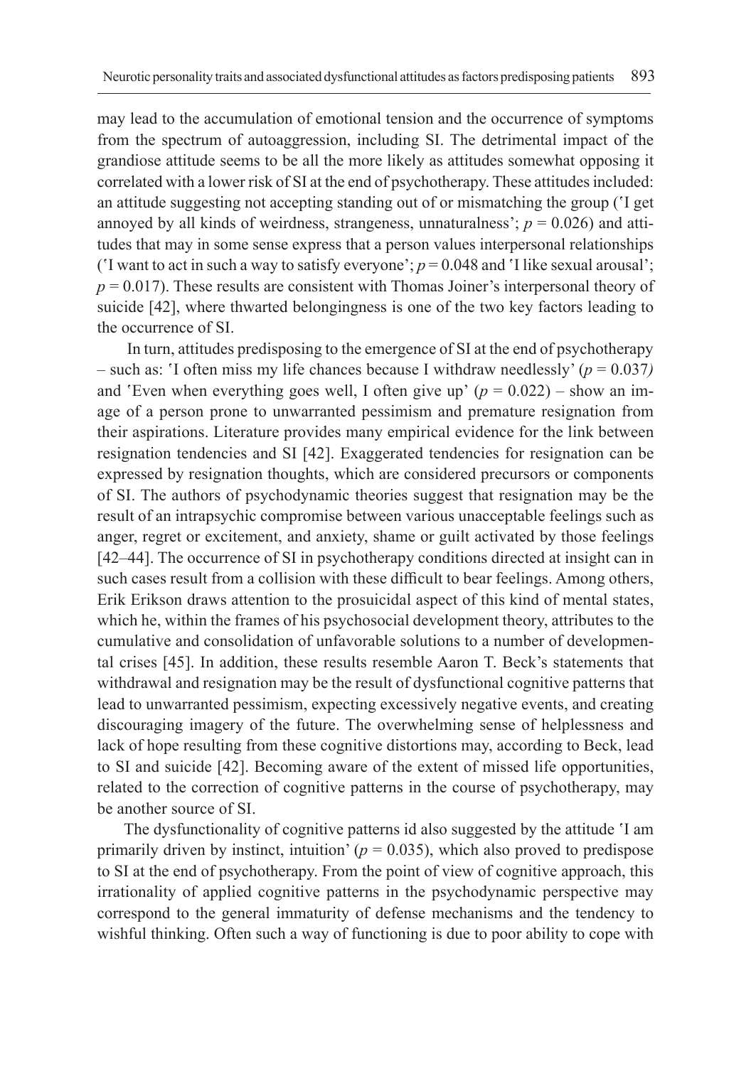may lead to the accumulation of emotional tension and the occurrence of symptoms from the spectrum of autoaggression, including SI. The detrimental impact of the grandiose attitude seems to be all the more likely as attitudes somewhat opposing it correlated with a lower risk of SI at the end of psychotherapy. These attitudes included: an attitude suggesting not accepting standing out of or mismatching the group ('I get annoyed by all kinds of weirdness, strangeness, unnaturalness'; $p = 0.026$) and attitudes that may in some sense express that a person values interpersonal relationships ('I want to act in such a way to satisfy everyone'; $p = 0.048$ and 'I like sexual arousal'; $p = 0.017$). These results are consistent with Thomas Joiner's interpersonal theory of suicide [42], where thwarted belongingness is one of the two key factors leading to the occurrence of SI.

In turn, attitudes predisposing to the emergence of SI at the end of psychotherapy – such as: 'I often miss my life chances because I withdraw needlessly' ($p = 0.037$) and 'Even when everything goes well, I often give up' ($p = 0.022$) – show an image of a person prone to unwarranted pessimism and premature resignation from their aspirations. Literature provides many empirical evidence for the link between resignation tendencies and SI [42]. Exaggerated tendencies for resignation can be expressed by resignation thoughts, which are considered precursors or components of SI. The authors of psychodynamic theories suggest that resignation may be the result of an intrapsychic compromise between various unacceptable feelings such as anger, regret or excitement, and anxiety, shame or guilt activated by those feelings [42–44]. The occurrence of SI in psychotherapy conditions directed at insight can in such cases result from a collision with these difficult to bear feelings. Among others, Erik Erikson draws attention to the prosuicidal aspect of this kind of mental states, which he, within the frames of his psychosocial development theory, attributes to the cumulative and consolidation of unfavorable solutions to a number of developmental crises [45]. In addition, these results resemble Aaron T. Beck's statements that withdrawal and resignation may be the result of dysfunctional cognitive patterns that lead to unwarranted pessimism, expecting excessively negative events, and creating discouraging imagery of the future. The overwhelming sense of helplessness and lack of hope resulting from these cognitive distortions may, according to Beck, lead to SI and suicide [42]. Becoming aware of the extent of missed life opportunities, related to the correction of cognitive patterns in the course of psychotherapy, may be another source of SI.

The dysfunctionality of cognitive patterns id also suggested by the attitude 'I am primarily driven by instinct, intuition' ($p = 0.035$), which also proved to predispose to SI at the end of psychotherapy. From the point of view of cognitive approach, this irrationality of applied cognitive patterns in the psychodynamic perspective may correspond to the general immaturity of defense mechanisms and the tendency to wishful thinking. Often such a way of functioning is due to poor ability to cope with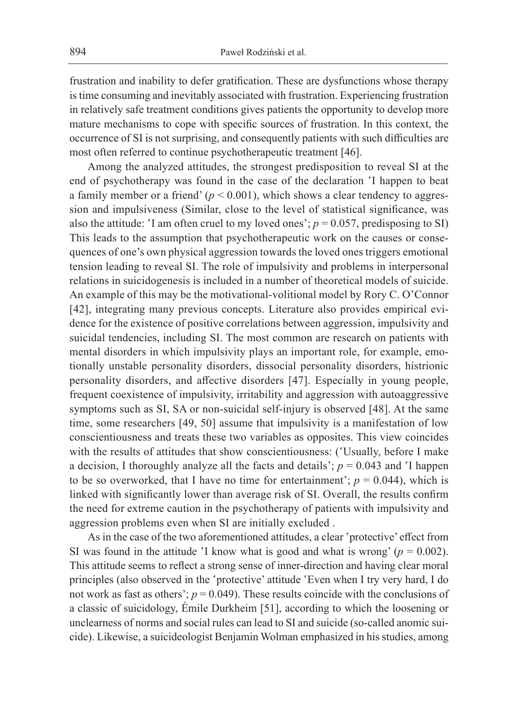frustration and inability to defer gratification. These are dysfunctions whose therapy is time consuming and inevitably associated with frustration. Experiencing frustration in relatively safe treatment conditions gives patients the opportunity to develop more mature mechanisms to cope with specific sources of frustration. In this context, the occurrence of SI is not surprising, and consequently patients with such difficulties are most often referred to continue psychotherapeutic treatment [46].

Among the analyzed attitudes, the strongest predisposition to reveal SI at the end of psychotherapy was found in the case of the declaration 'I happen to beat a family member or a friend' ($p < 0.001$), which shows a clear tendency to aggression and impulsiveness (Similar, close to the level of statistical significance, was also the attitude: 'I am often cruel to my loved ones'; $p = 0.057$, predisposing to SI) This leads to the assumption that psychotherapeutic work on the causes or consequences of one's own physical aggression towards the loved ones triggers emotional tension leading to reveal SI. The role of impulsivity and problems in interpersonal relations in suicidogenesis is included in a number of theoretical models of suicide. An example of this may be the motivational-volitional model by Rory C. O'Connor [42], integrating many previous concepts. Literature also provides empirical evidence for the existence of positive correlations between aggression, impulsivity and suicidal tendencies, including SI. The most common are research on patients with mental disorders in which impulsivity plays an important role, for example, emotionally unstable personality disorders, dissocial personality disorders, histrionic personality disorders, and affective disorders [47]. Especially in young people, frequent coexistence of impulsivity, irritability and aggression with autoaggressive symptoms such as SI, SA or non-suicidal self-injury is observed [48]. At the same time, some researchers [49, 50] assume that impulsivity is a manifestation of low conscientiousness and treats these two variables as opposites. This view coincides with the results of attitudes that show conscientiousness: ('Usually, before I make a decision, I thoroughly analyze all the facts and details'; $p = 0.043$ and 'I happen to be so overworked, that I have no time for entertainment'; $p = 0.044$), which is linked with significantly lower than average risk of SI. Overall, the results confirm the need for extreme caution in the psychotherapy of patients with impulsivity and aggression problems even when SI are initially excluded .

As in the case of the two aforementioned attitudes, a clear 'protective' effect from SI was found in the attitude 'I know what is good and what is wrong' ($p = 0.002$). This attitude seems to reflect a strong sense of inner-direction and having clear moral principles (also observed in the 'protective' attitude 'Even when I try very hard, I do not work as fast as others'; $p = 0.049$). These results coincide with the conclusions of a classic of suicidology, Émile Durkheim [51], according to which the loosening or unclearness of norms and social rules can lead to SI and suicide (so-called anomic suicide). Likewise, a suicideologist Benjamin Wolman emphasized in his studies, among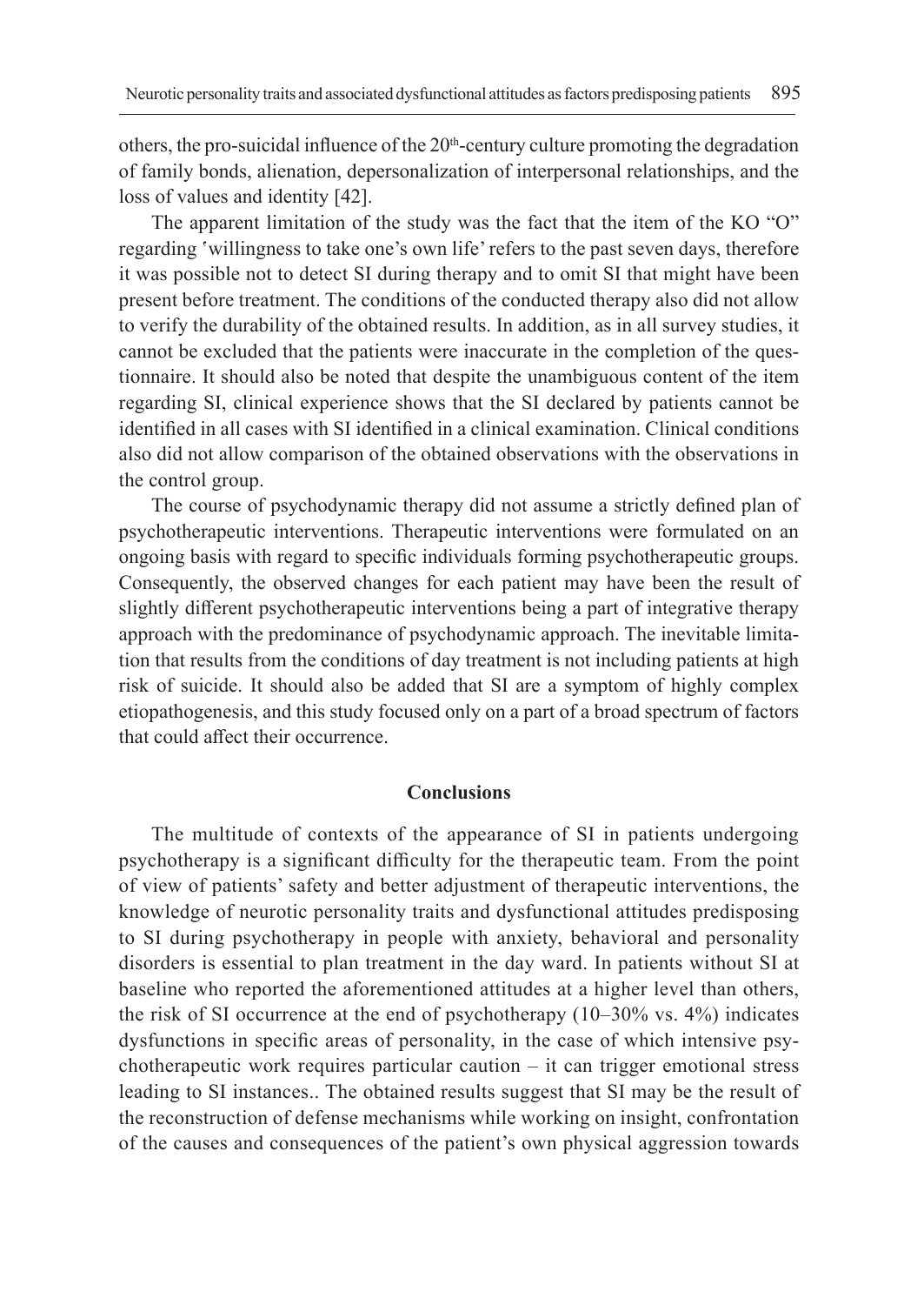others, the pro-suicidal influence of the 20th-century culture promoting the degradation of family bonds, alienation, depersonalization of interpersonal relationships, and the loss of values and identity [42].

The apparent limitation of the study was the fact that the item of the KO "O" regarding 'willingness to take one's own life' refers to the past seven days, therefore it was possible not to detect SI during therapy and to omit SI that might have been present before treatment. The conditions of the conducted therapy also did not allow to verify the durability of the obtained results. In addition, as in all survey studies, it cannot be excluded that the patients were inaccurate in the completion of the questionnaire. It should also be noted that despite the unambiguous content of the item regarding SI, clinical experience shows that the SI declared by patients cannot be identified in all cases with SI identified in a clinical examination. Clinical conditions also did not allow comparison of the obtained observations with the observations in the control group.

The course of psychodynamic therapy did not assume a strictly defined plan of psychotherapeutic interventions. Therapeutic interventions were formulated on an ongoing basis with regard to specific individuals forming psychotherapeutic groups. Consequently, the observed changes for each patient may have been the result of slightly different psychotherapeutic interventions being a part of integrative therapy approach with the predominance of psychodynamic approach. The inevitable limitation that results from the conditions of day treatment is not including patients at high risk of suicide. It should also be added that SI are a symptom of highly complex etiopathogenesis, and this study focused only on a part of a broad spectrum of factors that could affect their occurrence.

## Conclusions

The multitude of contexts of the appearance of SI in patients undergoing psychotherapy is a significant difficulty for the therapeutic team. From the point of view of patients' safety and better adjustment of therapeutic interventions, the knowledge of neurotic personality traits and dysfunctional attitudes predisposing to SI during psychotherapy in people with anxiety, behavioral and personality disorders is essential to plan treatment in the day ward. In patients without SI at baseline who reported the aforementioned attitudes at a higher level than others, the risk of SI occurrence at the end of psychotherapy (10–30% vs. 4%) indicates dysfunctions in specific areas of personality, in the case of which intensive psychotherapeutic work requires particular caution – it can trigger emotional stress leading to SI instances.. The obtained results suggest that SI may be the result of the reconstruction of defense mechanisms while working on insight, confrontation of the causes and consequences of the patient's own physical aggression towards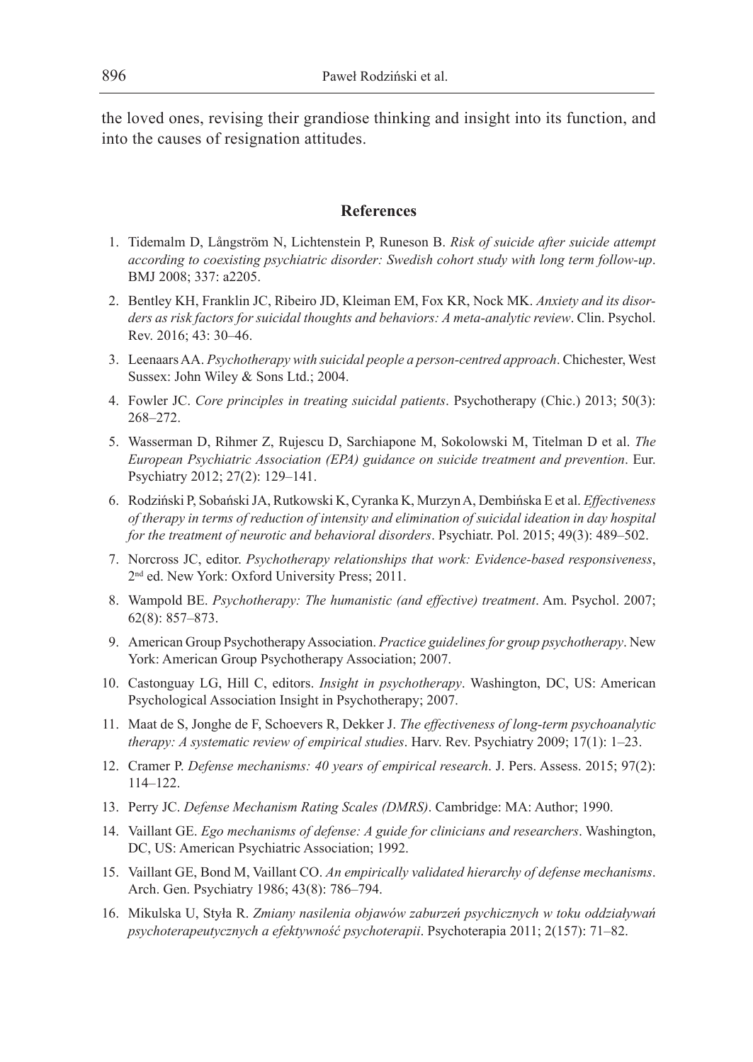the loved ones, revising their grandiose thinking and insight into its function, and into the causes of resignation attitudes.

## References

1. Tidemalm D, Långström N, Lichtenstein P, Runeson B. *Risk of suicide after suicide attempt according to coexisting psychiatric disorder: Swedish cohort study with long term follow-up*. BMJ 2008; 337: a2205.
2. Bentley KH, Franklin JC, Ribeiro JD, Kleiman EM, Fox KR, Nock MK. *Anxiety and its disorders as risk factors for suicidal thoughts and behaviors: A meta-analytic review*. Clin. Psychol. Rev. 2016; 43: 30–46.
3. Leenaars AA. *Psychotherapy with suicidal people a person-centred approach*. Chichester, West Sussex: John Wiley & Sons Ltd.; 2004.
4. Fowler JC. *Core principles in treating suicidal patients*. Psychotherapy (Chic.) 2013; 50(3): 268–272.
5. Wasserman D, Rihmer Z, Rujescu D, Sarchiapone M, Sokolowski M, Titelman D et al. *The European Psychiatric Association (EPA) guidance on suicide treatment and prevention*. Eur. Psychiatry 2012; 27(2): 129–141.
6. Rodziński P, Sobański JA, Rutkowski K, Cyranka K, Murzyn A, Dembińska E et al. *Effectiveness of therapy in terms of reduction of intensity and elimination of suicidal ideation in day hospital for the treatment of neurotic and behavioral disorders*. Psychiatr. Pol. 2015; 49(3): 489–502.
7. Norcross JC, editor. *Psychotherapy relationships that work: Evidence-based responsiveness*, 2nd ed. New York: Oxford University Press; 2011.
8. Wampold BE. *Psychotherapy: The humanistic (and effective) treatment*. Am. Psychol. 2007; 62(8): 857–873.
9. American Group Psychotherapy Association. *Practice guidelines for group psychotherapy*. New York: American Group Psychotherapy Association; 2007.
10. Castonguay LG, Hill C, editors. *Insight in psychotherapy*. Washington, DC, US: American Psychological Association Insight in Psychotherapy; 2007.
11. Maat de S, Jonghe de F, Schoevers R, Dekker J. *The effectiveness of long-term psychoanalytic therapy: A systematic review of empirical studies*. Harv. Rev. Psychiatry 2009; 17(1): 1–23.
12. Cramer P. *Defense mechanisms: 40 years of empirical research*. J. Pers. Assess. 2015; 97(2): 114–122.
13. Perry JC. *Defense Mechanism Rating Scales (DMRS)*. Cambridge: MA: Author; 1990.
14. Vaillant GE. *Ego mechanisms of defense: A guide for clinicians and researchers*. Washington, DC, US: American Psychiatric Association; 1992.
15. Vaillant GE, Bond M, Vaillant CO. *An empirically validated hierarchy of defense mechanisms*. Arch. Gen. Psychiatry 1986; 43(8): 786–794.
16. Mikulska U, Styła R. *Zmiany nasilenia objawów zaburzeń psychicznych w toku oddziaływań psychoterapeutycznych a efektywność psychoterapii*. Psychoterapia 2011; 2(157): 71–82.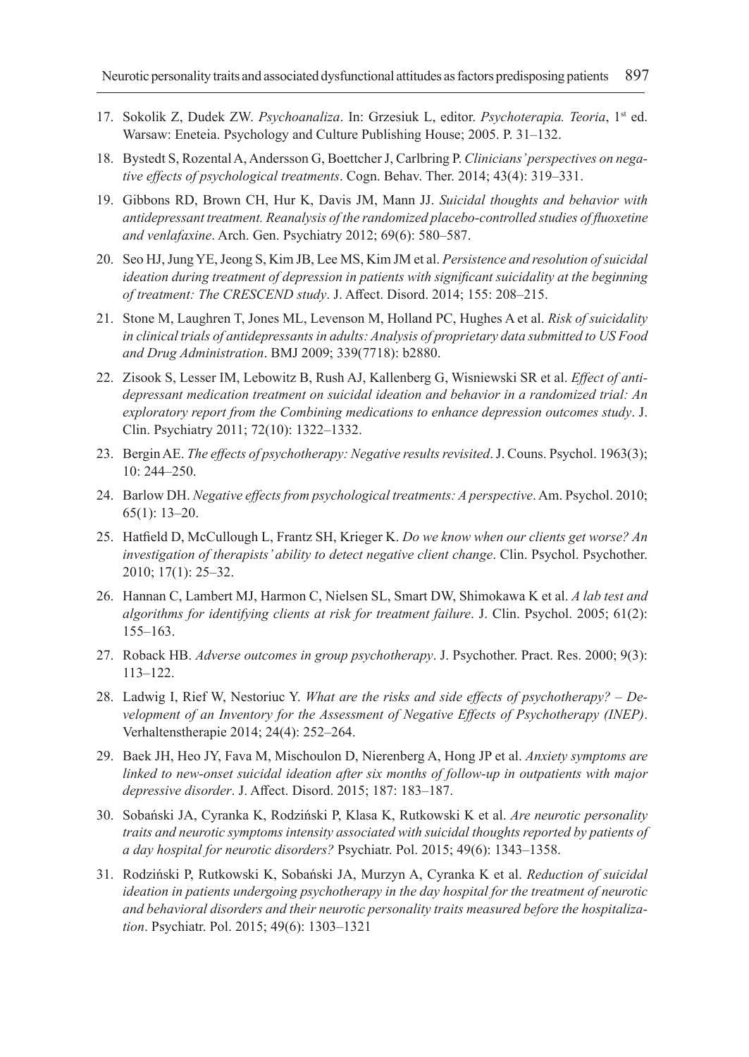17. Sokolik Z, Dudek ZW. *Psychoanaliza*. In: Grzesiuk L, editor. *Psychoterapia. Teoria*, 1st ed. Warsaw: Eneteia. Psychology and Culture Publishing House; 2005. P. 31–132.
18. Bystedt S, Rozental A, Andersson G, Boettcher J, Carlbring P. *Clinicians' perspectives on negative effects of psychological treatments*. Cogn. Behav. Ther. 2014; 43(4): 319–331.
19. Gibbons RD, Brown CH, Hur K, Davis JM, Mann JJ. *Suicidal thoughts and behavior with antidepressant treatment. Reanalysis of the randomized placebo-controlled studies of fluoxetine and venlafaxine*. Arch. Gen. Psychiatry 2012; 69(6): 580–587.
20. Seo HJ, Jung YE, Jeong S, Kim JB, Lee MS, Kim JM et al. *Persistence and resolution of suicidal ideation during treatment of depression in patients with significant suicidality at the beginning of treatment: The CRESCEND study*. J. Affect. Disord. 2014; 155: 208–215.
21. Stone M, Laughren T, Jones ML, Levenson M, Holland PC, Hughes A et al. *Risk of suicidality in clinical trials of antidepressants in adults: Analysis of proprietary data submitted to US Food and Drug Administration*. BMJ 2009; 339(7718): b2880.
22. Zisook S, Lesser IM, Lebowitz B, Rush AJ, Kallenberg G, Wisniewski SR et al. *Effect of antidepressant medication treatment on suicidal ideation and behavior in a randomized trial: An exploratory report from the Combining medications to enhance depression outcomes study*. J. Clin. Psychiatry 2011; 72(10): 1322–1332.
23. Bergin AE. *The effects of psychotherapy: Negative results revisited*. J. Couns. Psychol. 1963(3); 10: 244–250.
24. Barlow DH. *Negative effects from psychological treatments: A perspective*. Am. Psychol. 2010; 65(1): 13–20.
25. Hatfield D, McCullough L, Frantz SH, Krieger K. *Do we know when our clients get worse? An investigation of therapists' ability to detect negative client change*. Clin. Psychol. Psychother. 2010; 17(1): 25–32.
26. Hannan C, Lambert MJ, Harmon C, Nielsen SL, Smart DW, Shimokawa K et al. *A lab test and algorithms for identifying clients at risk for treatment failure*. J. Clin. Psychol. 2005; 61(2): 155–163.
27. Roback HB. *Adverse outcomes in group psychotherapy*. J. Psychother. Pract. Res. 2000; 9(3): 113–122.
28. Ladwig I, Rief W, Nestoriuc Y. *What are the risks and side effects of psychotherapy? – Development of an Inventory for the Assessment of Negative Effects of Psychotherapy (INEP)*. Verhaltenstherapie 2014; 24(4): 252–264.
29. Baek JH, Heo JY, Fava M, Mischoulon D, Nierenberg A, Hong JP et al. *Anxiety symptoms are linked to new-onset suicidal ideation after six months of follow-up in outpatients with major depressive disorder*. J. Affect. Disord. 2015; 187: 183–187.
30. Sobański JA, Cyranka K, Rodziński P, Klasa K, Rutkowski K et al. *Are neurotic personality traits and neurotic symptoms intensity associated with suicidal thoughts reported by patients of a day hospital for neurotic disorders?* Psychiatr. Pol. 2015; 49(6): 1343–1358.
31. Rodziński P, Rutkowski K, Sobański JA, Murzyn A, Cyranka K et al. *Reduction of suicidal ideation in patients undergoing psychotherapy in the day hospital for the treatment of neurotic and behavioral disorders and their neurotic personality traits measured before the hospitalization*. Psychiatr. Pol. 2015; 49(6): 1303–1321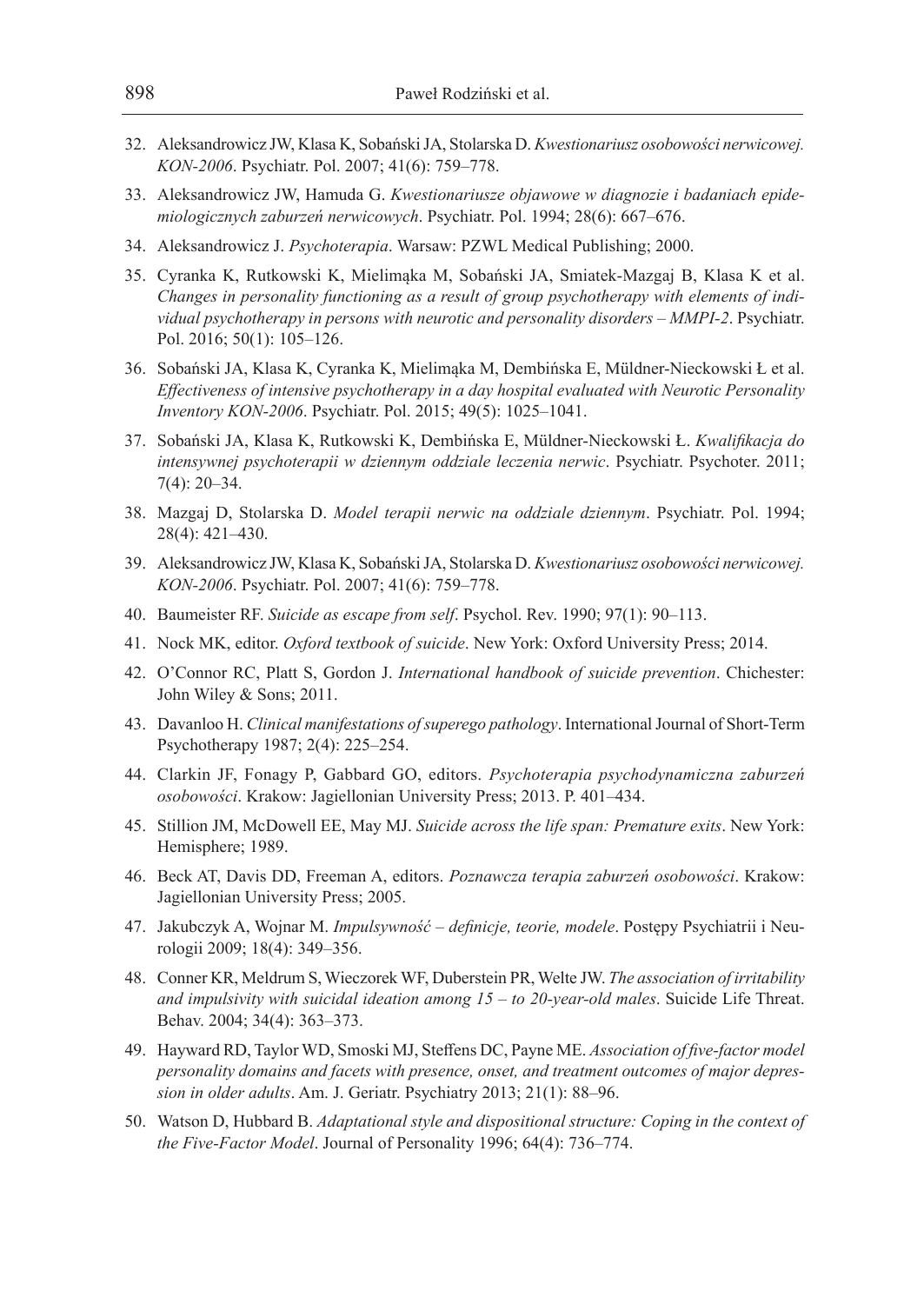32. Aleksandrowicz JW, Klasa K, Sobański JA, Stolarska D. *Kwestionariusz osobowości nerwicowej. KON-2006*. Psychiatr. Pol. 2007; 41(6): 759–778.
33. Aleksandrowicz JW, Hamuda G. *Kwestionariusze objawowe w diagnozie i badaniach epidemiologicznych zaburzeń nerwicowych*. Psychiatr. Pol. 1994; 28(6): 667–676.
34. Aleksandrowicz J. *Psychoterapia*. Warsaw: PZWL Medical Publishing; 2000.
35. Cyranka K, Rutkowski K, Mielimąka M, Sobański JA, Smiatek-Mazgaj B, Klasa K et al. *Changes in personality functioning as a result of group psychotherapy with elements of individual psychotherapy in persons with neurotic and personality disorders – MMPI-2*. Psychiatr. Pol. 2016; 50(1): 105–126.
36. Sobański JA, Klasa K, Cyranka K, Mielimąka M, Dembińska E, Müldner-Nieckowski Ł et al. *Effectiveness of intensive psychotherapy in a day hospital evaluated with Neurotic Personality Inventory KON-2006*. Psychiatr. Pol. 2015; 49(5): 1025–1041.
37. Sobański JA, Klasa K, Rutkowski K, Dembińska E, Müldner-Nieckowski Ł. *Kwalifikacja do intensywnej psychoterapii w dziennym oddziale leczenia nerwic*. Psychiatr. Psychoter. 2011; 7(4): 20–34.
38. Mazgaj D, Stolarska D. *Model terapii nerwic na oddziale dziennym*. Psychiatr. Pol. 1994; 28(4): 421–430.
39. Aleksandrowicz JW, Klasa K, Sobański JA, Stolarska D. *Kwestionariusz osobowości nerwicowej. KON-2006*. Psychiatr. Pol. 2007; 41(6): 759–778.
40. Baumeister RF. *Suicide as escape from self*. Psychol. Rev. 1990; 97(1): 90–113.
41. Nock MK, editor. *Oxford textbook of suicide*. New York: Oxford University Press; 2014.
42. O'Connor RC, Platt S, Gordon J. *International handbook of suicide prevention*. Chichester: John Wiley & Sons; 2011.
43. Davanloo H. *Clinical manifestations of superego pathology*. International Journal of Short-Term Psychotherapy 1987; 2(4): 225–254.
44. Clarkin JF, Fonagy P, Gabbard GO, editors. *Psychoterapia psychodynamiczna zaburzeń osobowości*. Krakow: Jagiellonian University Press; 2013. P. 401–434.
45. Stillion JM, McDowell EE, May MJ. *Suicide across the life span: Premature exits*. New York: Hemisphere; 1989.
46. Beck AT, Davis DD, Freeman A, editors. *Poznawcza terapia zaburzeń osobowości*. Krakow: Jagiellonian University Press; 2005.
47. Jakubczyk A, Wojnar M. *Impulsywność – definicje, teorie, modele*. Postępy Psychiatrii i Neurologii 2009; 18(4): 349–356.
48. Conner KR, Meldrum S, Wieczorek WF, Duberstein PR, Welte JW. *The association of irritability and impulsivity with suicidal ideation among 15 – to 20-year-old males*. Suicide Life Threat. Behav. 2004; 34(4): 363–373.
49. Hayward RD, Taylor WD, Smoski MJ, Steffens DC, Payne ME. *Association of five-factor model personality domains and facets with presence, onset, and treatment outcomes of major depression in older adults*. Am. J. Geriatr. Psychiatry 2013; 21(1): 88–96.
50. Watson D, Hubbard B. *Adaptational style and dispositional structure: Coping in the context of the Five-Factor Model*. Journal of Personality 1996; 64(4): 736–774.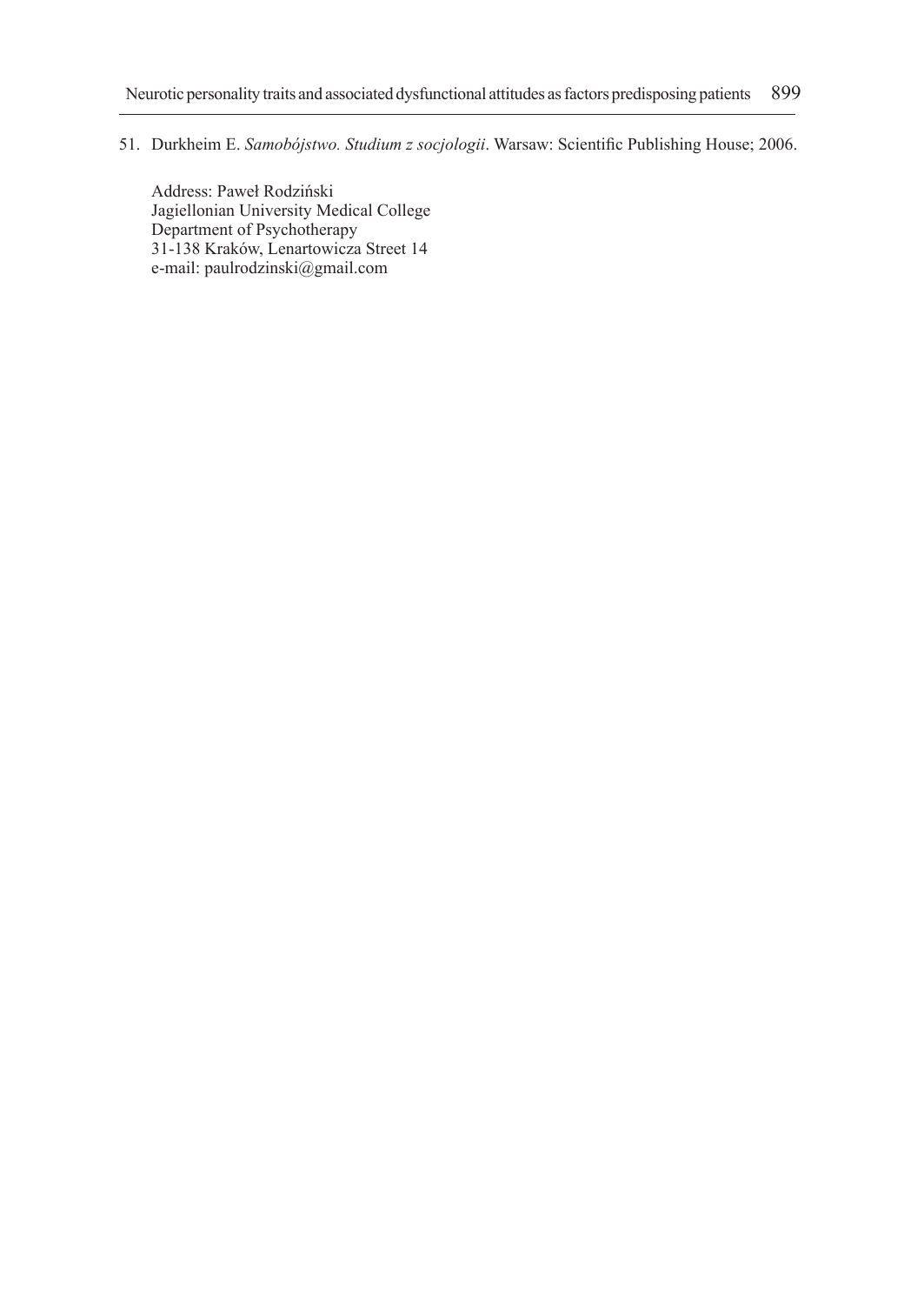51. Durkheim E. *Samobójstwo. Studium z socjologii*. Warsaw: Scientific Publishing House; 2006.

Address: Paweł Rodziński
Jagiellonian University Medical College
Department of Psychotherapy
31-138 Kraków, Lenartowicza Street 14
e-mail: paulrodzinski@gmail.com